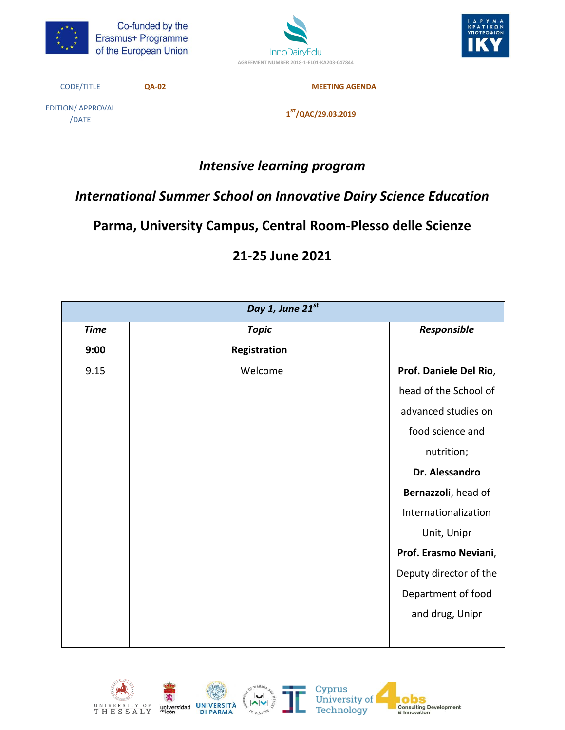Co-funded by the Erasmus+ Programme of the European Union

InnoDairyEdu

AGREEMENT NUMBER 2018-1-EL01-KA203-047844

ΙΔΡΥΜΑ ΚΡΑΤΙΚΩΝ ΥΠΟΤΡΟΦΙΩΝ IKY

| CODE/TITLE | QA-02 | MEETING AGENDA |
|---|---|---|
| EDITION/ APPROVAL /DATE | 1[ST]/QAC/29.03.2019 | |

## *Intensive learning program*

## *International Summer School on Innovative Dairy Science Education*

## Parma, University Campus, Central Room-Plesso delle Scienze

## 21-25 June 2021

| ***Day 1, June 21st*** | | |
|---|---|---|
| ***Time*** | ***Topic*** | ***Responsible*** |
| **9:00** | **Registration** | |
| 9.15 | Welcome | **Prof. Daniele Del Rio**, head of the School of advanced studies on food science and nutrition; **Dr. Alessandro Bernazzoli**, head of Internationalization Unit, Unipr **Prof. Erasmo Neviani**, Deputy director of the Department of food and drug, Unipr |

UNIVERSITY OF THESSALY · universidad de León · UNIVERSITÀ DI PARMA · University of Warmia and Mazury in Olsztyn · Cyprus University of Technology · 4obs Consulting Development & Innovation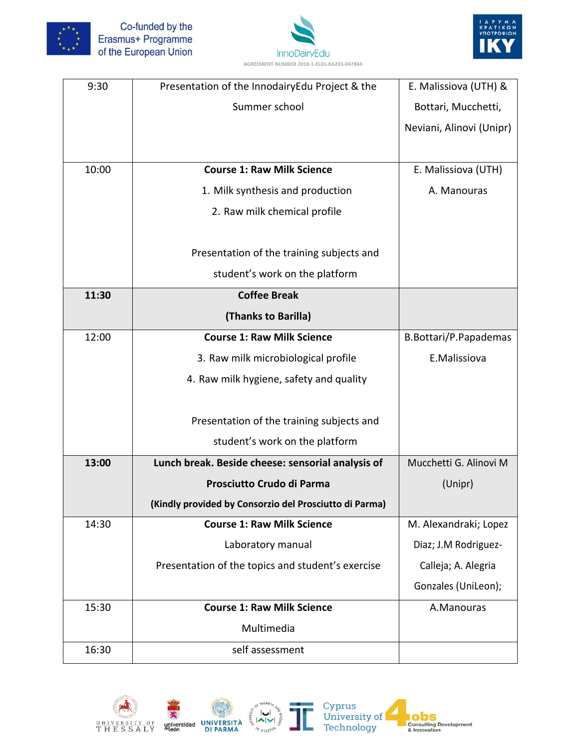| 9:30 | Presentation of the InnodairyEdu Project & the Summer school | E. Malissiova (UTH) & Bottari, Mucchetti, Neviani, Alinovi (Unipr) |
|---|---|---|
| 10:00 | **Course 1: Raw Milk Science**<br>1. Milk synthesis and production<br>2. Raw milk chemical profile<br><br>Presentation of the training subjects and student's work on the platform | E. Malissiova (UTH)<br>A. Manouras |
| **11:30** | **Coffee Break**<br>**(Thanks to Barilla)** | |
| 12:00 | **Course 1: Raw Milk Science**<br>3. Raw milk microbiological profile<br>4. Raw milk hygiene, safety and quality<br><br>Presentation of the training subjects and student's work on the platform | B.Bottari/P.Papademas<br>E.Malissiova |
| **13:00** | **Lunch break. Beside cheese: sensorial analysis of Prosciutto Crudo di Parma**<br>**(Kindly provided by Consorzio del Prosciutto di Parma)** | Mucchetti G. Alinovi M (Unipr) |
| 14:30 | **Course 1: Raw Milk Science**<br>Laboratory manual<br>Presentation of the topics and student's exercise | M. Alexandraki; Lopez Diaz; J.M Rodriguez-Calleja; A. Alegria Gonzales (UniLeon); |
| 15:30 | **Course 1: Raw Milk Science**<br>Multimedia | A.Manouras |
| 16:30 | self assessment | |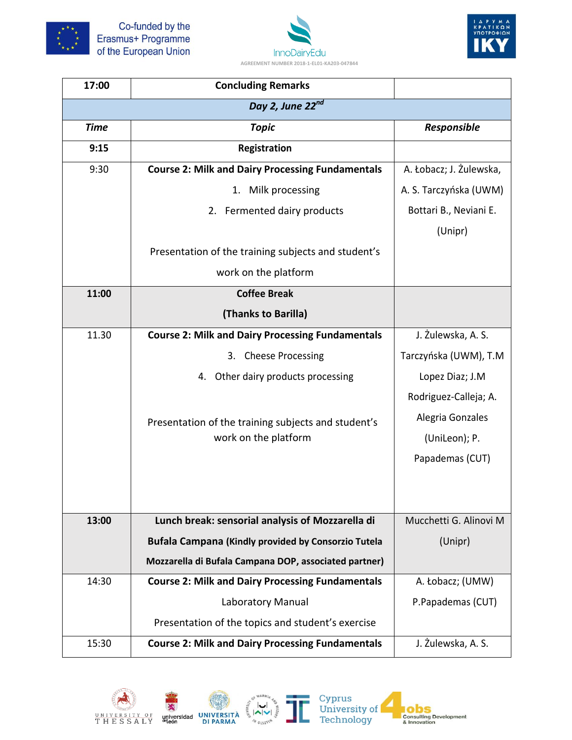| 17:00 | **Concluding Remarks** | |
|---|---|---|
| | ***Day 2, June 22nd*** | |
| ***Time*** | ***Topic*** | ***Responsible*** |
| **9:15** | **Registration** | |
| 9:30 | **Course 2: Milk and Dairy Processing Fundamentals**<br>1. Milk processing<br>2. Fermented dairy products<br><br>Presentation of the training subjects and student's work on the platform | A. Łobacz; J. Żulewska, A. S. Tarczyńska (UWM) Bottari B., Neviani E. (Unipr) |
| **11:00** | **Coffee Break**<br>**(Thanks to Barilla)** | |
| 11.30 | **Course 2: Milk and Dairy Processing Fundamentals**<br>3. Cheese Processing<br>4. Other dairy products processing<br><br>Presentation of the training subjects and student's work on the platform | J. Żulewska, A. S. Tarczyńska (UWM), T.M Lopez Diaz; J.M Rodriguez-Calleja; A. Alegria Gonzales (UniLeon); P. Papademas (CUT) |
| **13:00** | **Lunch break: sensorial analysis of Mozzarella di Bufala Campana (Kindly provided by Consorzio Tutela Mozzarella di Bufala Campana DOP, associated partner)** | Mucchetti G. Alinovi M (Unipr) |
| 14:30 | **Course 2: Milk and Dairy Processing Fundamentals**<br>Laboratory Manual<br>Presentation of the topics and student's exercise | A. Łobacz; (UMW) P.Papademas (CUT) |
| 15:30 | **Course 2: Milk and Dairy Processing Fundamentals** | J. Żulewska, A. S. |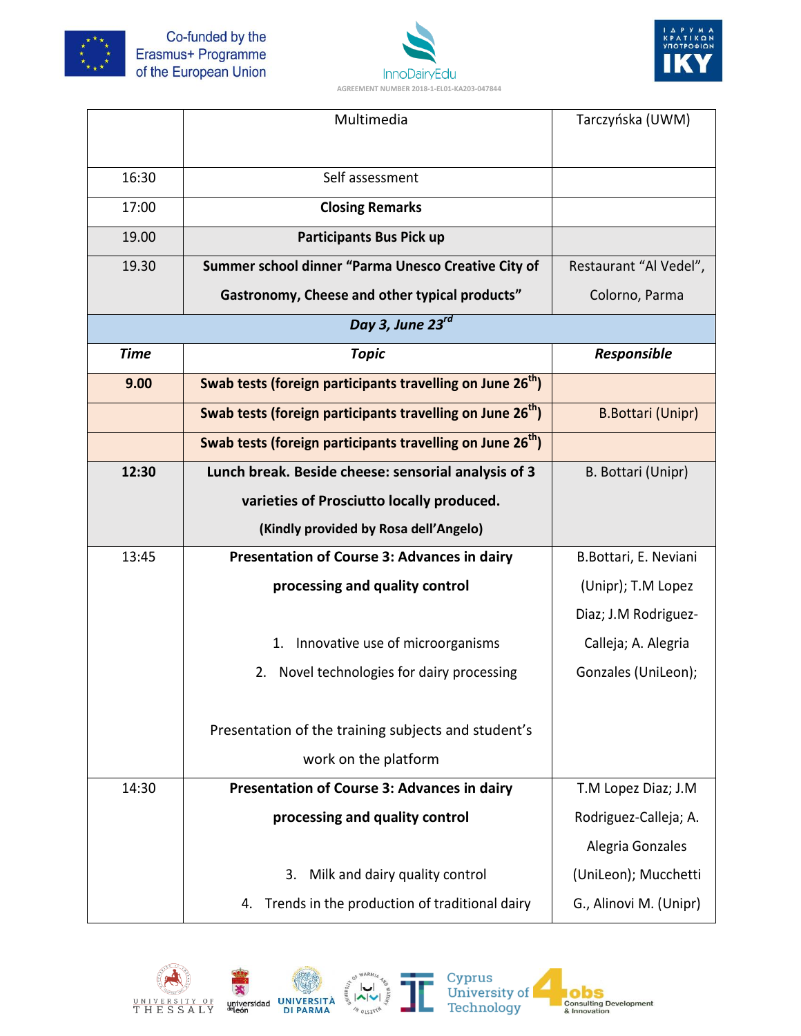| | Multimedia | Tarczyńska (UWM) |
|---|---|---|
| 16:30 | Self assessment | |
| 17:00 | **Closing Remarks** | |
| 19.00 | **Participants Bus Pick up** | |
| 19.30 | **Summer school dinner "Parma Unesco Creative City of Gastronomy, Cheese and other typical products"** | Restaurant "Al Vedel", Colorno, Parma |
| ***Day 3, June 23rd*** | | |
| ***Time*** | ***Topic*** | ***Responsible*** |
| **9.00** | **Swab tests (foreign participants travelling on June 26th)** | |
| | **Swab tests (foreign participants travelling on June 26th)** | B.Bottari (Unipr) |
| | **Swab tests (foreign participants travelling on June 26th)** | |
| **12:30** | **Lunch break. Beside cheese: sensorial analysis of 3 varieties of Prosciutto locally produced. (Kindly provided by Rosa dell'Angelo)** | B. Bottari (Unipr) |
| 13:45 | **Presentation of Course 3: Advances in dairy processing and quality control**<br>1. Innovative use of microorganisms<br>2. Novel technologies for dairy processing<br>Presentation of the training subjects and student's work on the platform | B.Bottari, E. Neviani (Unipr); T.M Lopez Diaz; J.M Rodriguez-Calleja; A. Alegria Gonzales (UniLeon); |
| 14:30 | **Presentation of Course 3: Advances in dairy processing and quality control**<br>3. Milk and dairy quality control<br>4. Trends in the production of traditional dairy | T.M Lopez Diaz; J.M Rodriguez-Calleja; A. Alegria Gonzales (UniLeon); Mucchetti G., Alinovi M. (Unipr) |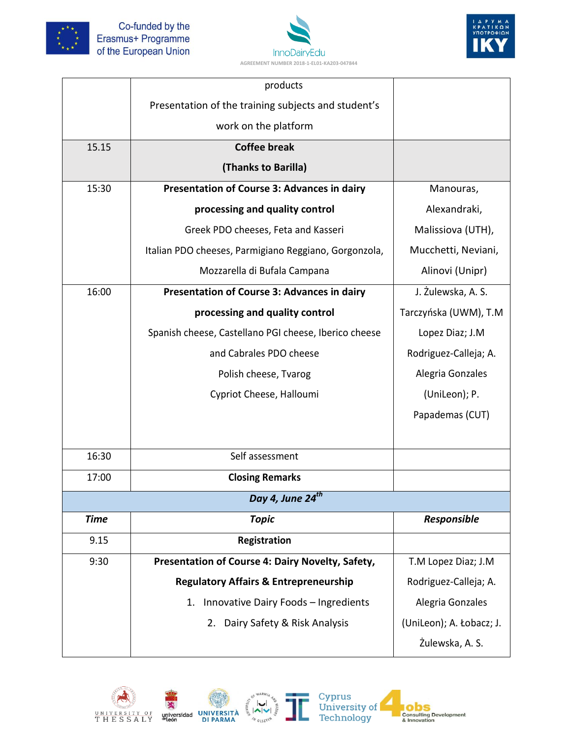| | | |
|---|---|---|
| | products<br>Presentation of the training subjects and student's work on the platform | |
| 15.15 | **Coffee break**<br>**(Thanks to Barilla)** | |
| 15:30 | **Presentation of Course 3: Advances in dairy processing and quality control**<br>Greek PDO cheeses, Feta and Kasseri<br>Italian PDO cheeses, Parmigiano Reggiano, Gorgonzola, Mozzarella di Bufala Campana | Manouras, Alexandraki, Malissiova (UTH), Mucchetti, Neviani, Alinovi (Unipr) |
| 16:00 | **Presentation of Course 3: Advances in dairy processing and quality control**<br>Spanish cheese, Castellano PGI cheese, Iberico cheese and Cabrales PDO cheese<br>Polish cheese, Tvarog<br>Cypriot Cheese, Halloumi | J. Żulewska, A. S. Tarczyńska (UWM), T.M Lopez Diaz; J.M Rodriguez-Calleja; A. Alegria Gonzales (UniLeon); P. Papademas (CUT) |
| 16:30 | Self assessment | |
| 17:00 | **Closing Remarks** | |
| | ***Day 4, June 24th*** | |
| ***Time*** | ***Topic*** | ***Responsible*** |
| 9.15 | **Registration** | |
| 9:30 | **Presentation of Course 4: Dairy Novelty, Safety, Regulatory Affairs & Entrepreneurship**<br>1. Innovative Dairy Foods – Ingredients<br>2. Dairy Safety & Risk Analysis | T.M Lopez Diaz; J.M Rodriguez-Calleja; A. Alegria Gonzales (UniLeon); A. Łobacz; J. Żulewska, A. S. |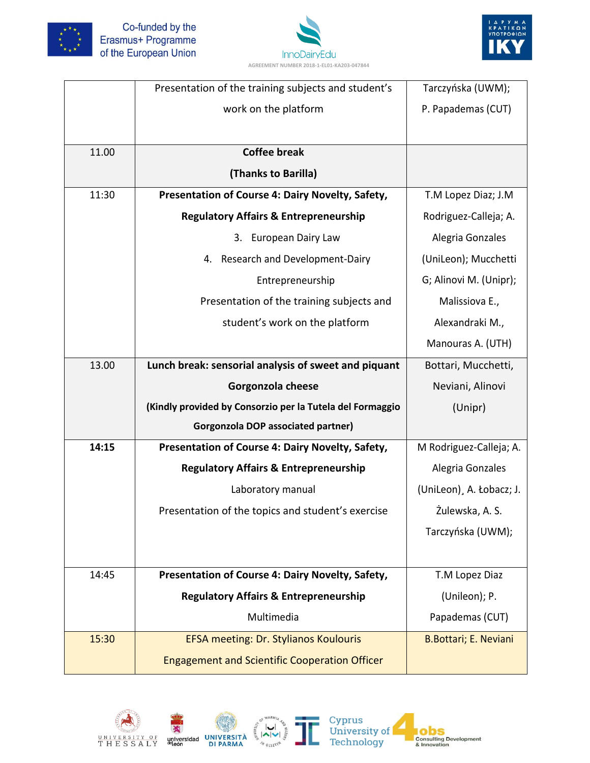| | | |
|---|---|---|
| | Presentation of the training subjects and student's work on the platform | Tarczyńska (UWM); P. Papademas (CUT) |
| 11.00 | **Coffee break** **(Thanks to Barilla)** | |
| 11:30 | **Presentation of Course 4: Dairy Novelty, Safety, Regulatory Affairs & Entrepreneurship** 3. European Dairy Law 4. Research and Development-Dairy Entrepreneurship Presentation of the training subjects and student's work on the platform | T.M Lopez Diaz; J.M Rodriguez-Calleja; A. Alegria Gonzales (UniLeon); Mucchetti G; Alinovi M. (Unipr); Malissiova E., Alexandraki M., Manouras A. (UTH) |
| 13.00 | **Lunch break: sensorial analysis of sweet and piquant Gorgonzola cheese** **(Kindly provided by Consorzio per la Tutela del Formaggio Gorgonzola DOP associated partner)** | Bottari, Mucchetti, Neviani, Alinovi (Unipr) |
| **14:15** | **Presentation of Course 4: Dairy Novelty, Safety, Regulatory Affairs & Entrepreneurship** Laboratory manual Presentation of the topics and student's exercise | M Rodriguez-Calleja; A. Alegria Gonzales (UniLeon)¸ A. Łobacz; J. Żulewska, A. S. Tarczyńska (UWM); |
| 14:45 | **Presentation of Course 4: Dairy Novelty, Safety, Regulatory Affairs & Entrepreneurship** Multimedia | T.M Lopez Diaz (Unileon); P. Papademas (CUT) |
| 15:30 | EFSA meeting: Dr. Stylianos Koulouris Engagement and Scientific Cooperation Officer | B.Bottari; E. Neviani |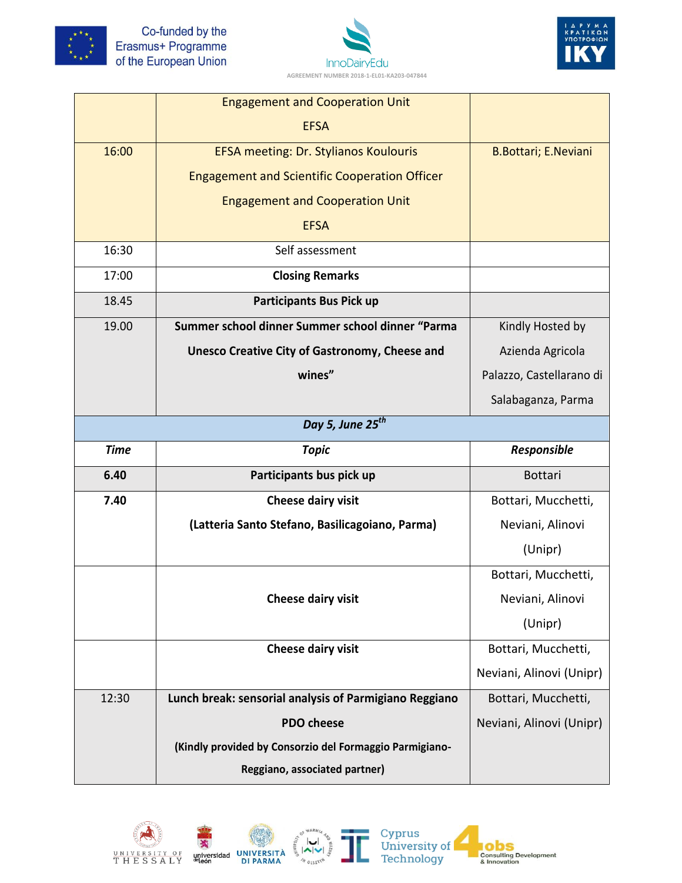| | | |
|---|---|---|
| | Engagement and Cooperation Unit<br>EFSA | |
| 16:00 | EFSA meeting: Dr. Stylianos Koulouris<br>Engagement and Scientific Cooperation Officer<br>Engagement and Cooperation Unit<br>EFSA | B.Bottari; E.Neviani |
| 16:30 | Self assessment | |
| 17:00 | **Closing Remarks** | |
| 18.45 | **Participants Bus Pick up** | |
| 19.00 | **Summer school dinner Summer school dinner "Parma Unesco Creative City of Gastronomy, Cheese and wines"** | Kindly Hosted by Azienda Agricola Palazzo, Castellarano di Salabaganza, Parma |
| | ***Day 5, June 25th*** | |
| ***Time*** | ***Topic*** | ***Responsible*** |
| **6.40** | **Participants bus pick up** | Bottari |
| **7.40** | **Cheese dairy visit**<br>**(Latteria Santo Stefano, Basilicagoiano, Parma)** | Bottari, Mucchetti, Neviani, Alinovi (Unipr) |
| | **Cheese dairy visit** | Bottari, Mucchetti, Neviani, Alinovi (Unipr) |
| | **Cheese dairy visit** | Bottari, Mucchetti, Neviani, Alinovi (Unipr) |
| 12:30 | **Lunch break: sensorial analysis of Parmigiano Reggiano PDO cheese**<br>**(Kindly provided by Consorzio del Formaggio Parmigiano-Reggiano, associated partner)** | Bottari, Mucchetti, Neviani, Alinovi (Unipr) |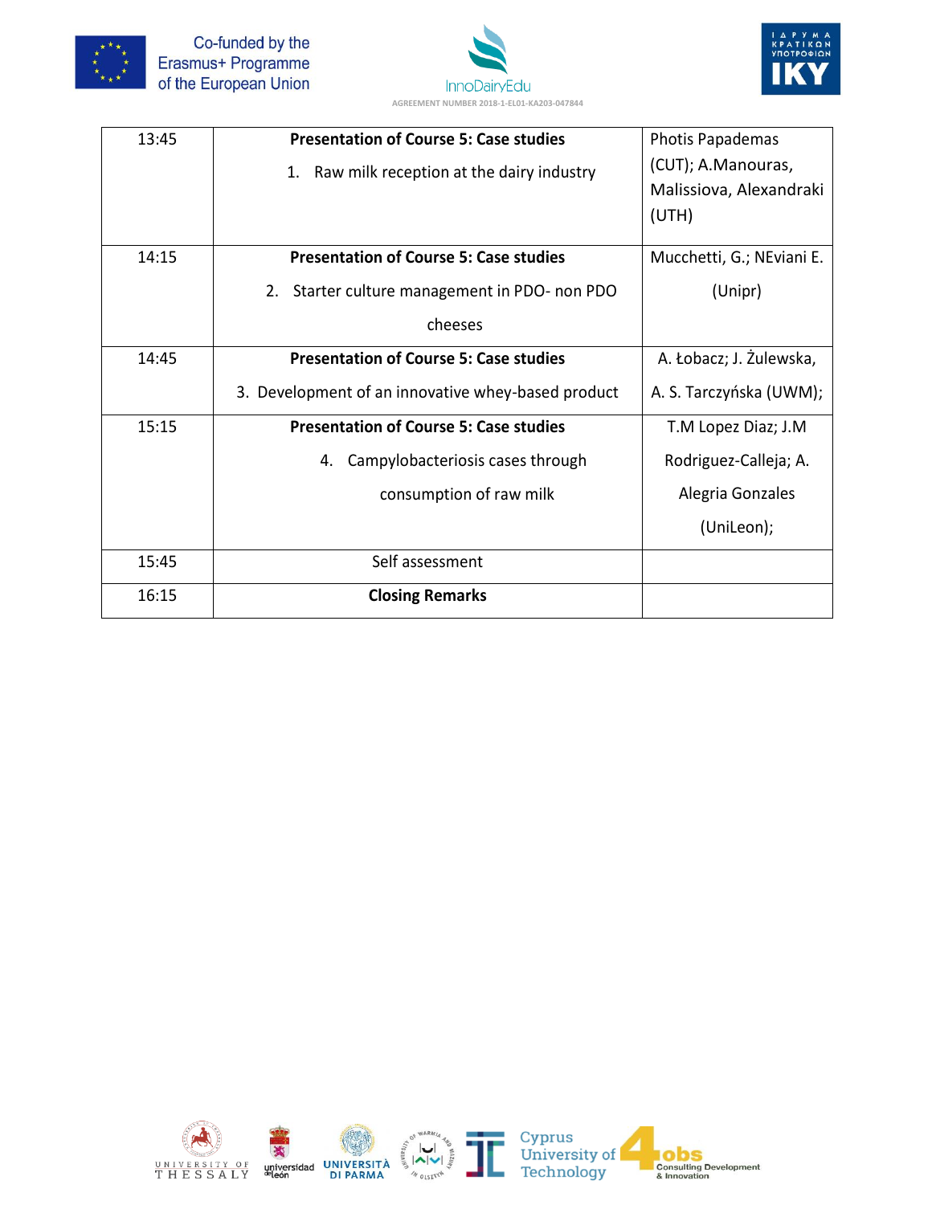| | | |
|---|---|---|
| 13:45 | **Presentation of Course 5: Case studies**<br>1. Raw milk reception at the dairy industry | Photis Papademas (CUT); A.Manouras, Malissiova, Alexandraki (UTH) |
| 14:15 | **Presentation of Course 5: Case studies**<br>2. Starter culture management in PDO- non PDO cheeses | Mucchetti, G.; NEviani E. (Unipr) |
| 14:45 | **Presentation of Course 5: Case studies**<br>3. Development of an innovative whey-based product | A. Łobacz; J. Żulewska, A. S. Tarczyńska (UWM); |
| 15:15 | **Presentation of Course 5: Case studies**<br>4. Campylobacteriosis cases through consumption of raw milk | T.M Lopez Diaz; J.M Rodriguez-Calleja; A. Alegria Gonzales (UniLeon); |
| 15:45 | Self assessment | |
| 16:15 | **Closing Remarks** | |